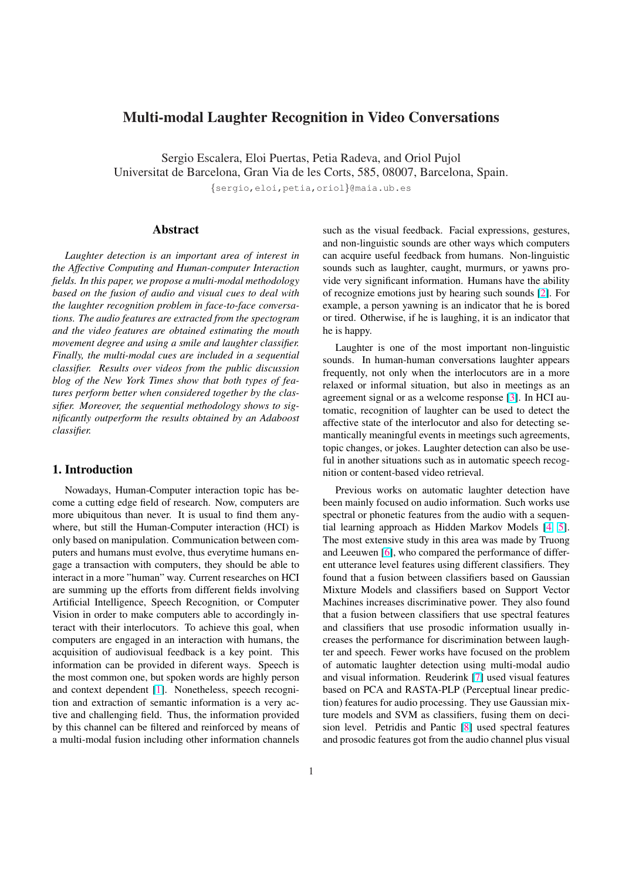# Multi-modal Laughter Recognition in Video Conversations

Sergio Escalera, Eloi Puertas, Petia Radeva, and Oriol Pujol
Universitat de Barcelona, Gran Via de les Corts, 585, 08007, Barcelona, Spain.
{sergio,eloi,petia,oriol}@maia.ub.es

## Abstract

*Laughter detection is an important area of interest in the Affective Computing and Human-computer Interaction fields. In this paper, we propose a multi-modal methodology based on the fusion of audio and visual cues to deal with the laughter recognition problem in face-to-face conversations. The audio features are extracted from the spectogram and the video features are obtained estimating the mouth movement degree and using a smile and laughter classifier. Finally, the multi-modal cues are included in a sequential classifier. Results over videos from the public discussion blog of the New York Times show that both types of features perform better when considered together by the classifier. Moreover, the sequential methodology shows to significantly outperform the results obtained by an Adaboost classifier.*

## 1. Introduction

Nowadays, Human-Computer interaction topic has become a cutting edge field of research. Now, computers are more ubiquitous than never. It is usual to find them anywhere, but still the Human-Computer interaction (HCI) is only based on manipulation. Communication between computers and humans must evolve, thus everytime humans engage a transaction with computers, they should be able to interact in a more "human" way. Current researches on HCI are summing up the efforts from different fields involving Artificial Intelligence, Speech Recognition, or Computer Vision in order to make computers able to accordingly interact with their interlocutors. To achieve this goal, when computers are engaged in an interaction with humans, the acquisition of audiovisual feedback is a key point. This information can be provided in diferent ways. Speech is the most common one, but spoken words are highly person and context dependent [1]. Nonetheless, speech recognition and extraction of semantic information is a very active and challenging field. Thus, the information provided by this channel can be filtered and reinforced by means of a multi-modal fusion including other information channels such as the visual feedback. Facial expressions, gestures, and non-linguistic sounds are other ways which computers can acquire useful feedback from humans. Non-linguistic sounds such as laughter, caught, murmurs, or yawns provide very significant information. Humans have the ability of recognize emotions just by hearing such sounds [2]. For example, a person yawning is an indicator that he is bored or tired. Otherwise, if he is laughing, it is an indicator that he is happy.

Laughter is one of the most important non-linguistic sounds. In human-human conversations laughter appears frequently, not only when the interlocutors are in a more relaxed or informal situation, but also in meetings as an agreement signal or as a welcome response [3]. In HCI automatic, recognition of laughter can be used to detect the affective state of the interlocutor and also for detecting semantically meaningful events in meetings such agreements, topic changes, or jokes. Laughter detection can also be useful in another situations such as in automatic speech recognition or content-based video retrieval.

Previous works on automatic laughter detection have been mainly focused on audio information. Such works use spectral or phonetic features from the audio with a sequential learning approach as Hidden Markov Models [4, 5]. The most extensive study in this area was made by Truong and Leeuwen [6], who compared the performance of different utterance level features using different classifiers. They found that a fusion between classifiers based on Gaussian Mixture Models and classifiers based on Support Vector Machines increases discriminative power. They also found that a fusion between classifiers that use spectral features and classifiers that use prosodic information usually increases the performance for discrimination between laughter and speech. Fewer works have focused on the problem of automatic laughter detection using multi-modal audio and visual information. Reuderink [7] used visual features based on PCA and RASTA-PLP (Perceptual linear prediction) features for audio processing. They use Gaussian mixture models and SVM as classifiers, fusing them on decision level. Petridis and Pantic [8] used spectral features and prosodic features got from the audio channel plus visual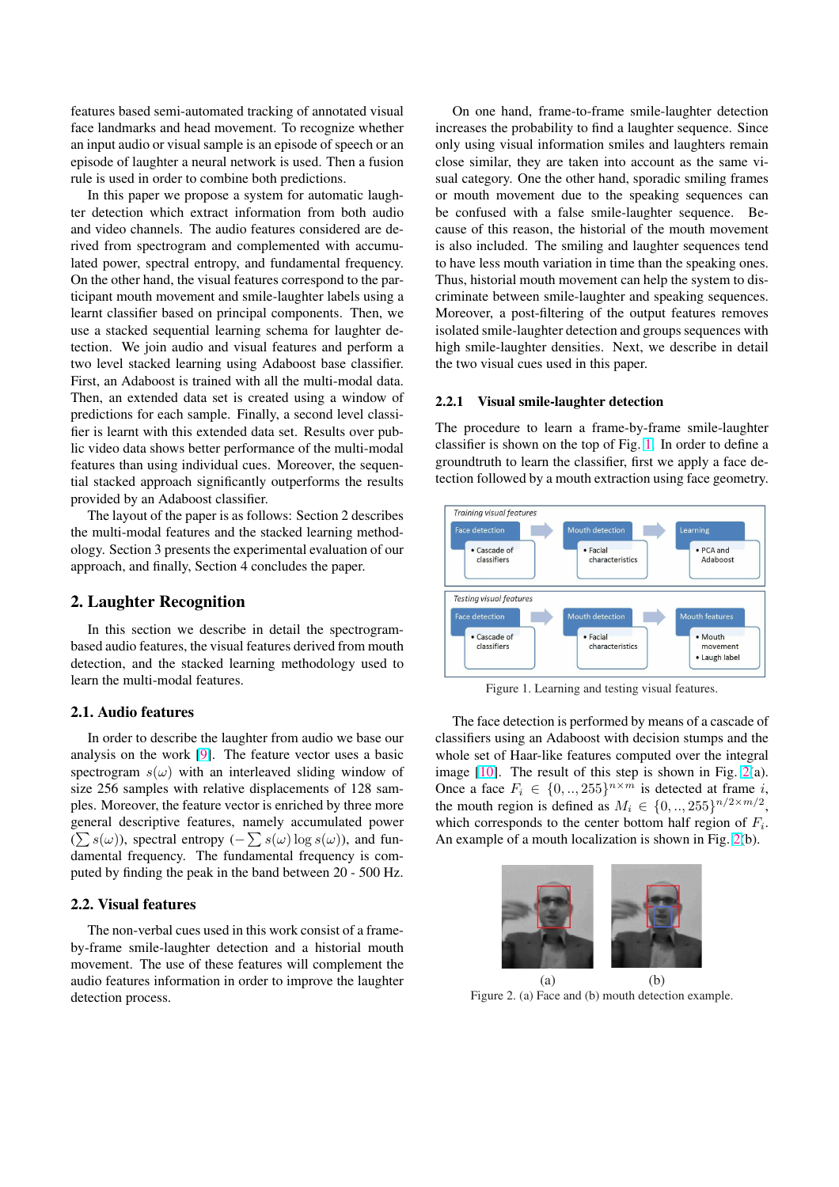features based semi-automated tracking of annotated visual face landmarks and head movement. To recognize whether an input audio or visual sample is an episode of speech or an episode of laughter a neural network is used. Then a fusion rule is used in order to combine both predictions.

In this paper we propose a system for automatic laughter detection which extract information from both audio and video channels. The audio features considered are derived from spectrogram and complemented with accumulated power, spectral entropy, and fundamental frequency. On the other hand, the visual features correspond to the participant mouth movement and smile-laughter labels using a learnt classifier based on principal components. Then, we use a stacked sequential learning schema for laughter detection. We join audio and visual features and perform a two level stacked learning using Adaboost base classifier. First, an Adaboost is trained with all the multi-modal data. Then, an extended data set is created using a window of predictions for each sample. Finally, a second level classifier is learnt with this extended data set. Results over public video data shows better performance of the multi-modal features than using individual cues. Moreover, the sequential stacked approach significantly outperforms the results provided by an Adaboost classifier.

The layout of the paper is as follows: Section 2 describes the multi-modal features and the stacked learning methodology. Section 3 presents the experimental evaluation of our approach, and finally, Section 4 concludes the paper.

## 2. Laughter Recognition

In this section we describe in detail the spectrogram-based audio features, the visual features derived from mouth detection, and the stacked learning methodology used to learn the multi-modal features.

### 2.1. Audio features

In order to describe the laughter from audio we base our analysis on the work [9]. The feature vector uses a basic spectrogram $s(\omega)$ with an interleaved sliding window of size 256 samples with relative displacements of 128 samples. Moreover, the feature vector is enriched by three more general descriptive features, namely accumulated power ($\sum s(\omega)$), spectral entropy ($-\sum s(\omega) \log s(\omega)$), and fundamental frequency. The fundamental frequency is computed by finding the peak in the band between 20 - 500 Hz.

### 2.2. Visual features

The non-verbal cues used in this work consist of a frame-by-frame smile-laughter detection and a historial mouth movement. The use of these features will complement the audio features information in order to improve the laughter detection process.

On one hand, frame-to-frame smile-laughter detection increases the probability to find a laughter sequence. Since only using visual information smiles and laughters remain close similar, they are taken into account as the same visual category. One the other hand, sporadic smiling frames or mouth movement due to the speaking sequences can be confused with a false smile-laughter sequence. Because of this reason, the historial of the mouth movement is also included. The smiling and laughter sequences tend to have less mouth variation in time than the speaking ones. Thus, historial mouth movement can help the system to discriminate between smile-laughter and speaking sequences. Moreover, a post-filtering of the output features removes isolated smile-laughter detection and groups sequences with high smile-laughter densities. Next, we describe in detail the two visual cues used in this paper.

#### 2.2.1 Visual smile-laughter detection

The procedure to learn a frame-by-frame smile-laughter classifier is shown on the top of Fig. 1. In order to define a groundtruth to learn the classifier, first we apply a face detection followed by a mouth extraction using face geometry.

| Training visual features | | |
|---|---|---|
| Face detection | Mouth detection | Learning |
| • Cascade of classifiers | • Facial characteristics | • PCA and Adaboost |

| Testing visual features | | |
|---|---|---|
| Face detection | Mouth detection | Mouth features |
| • Cascade of classifiers | • Facial characteristics | • Mouth movement<br>• Laugh label |

Figure 1. Learning and testing visual features.

The face detection is performed by means of a cascade of classifiers using an Adaboost with decision stumps and the whole set of Haar-like features computed over the integral image [10]. The result of this step is shown in Fig. 2(a). Once a face $F_i \in \{0, .., 255\}^{n \times m}$ is detected at frame $i$, the mouth region is defined as $M_i \in \{0, .., 255\}^{n/2 \times m/2}$, which corresponds to the center bottom half region of $F_i$. An example of a mouth localization is shown in Fig. 2(b).

(a) (b)

Figure 2. (a) Face and (b) mouth detection example.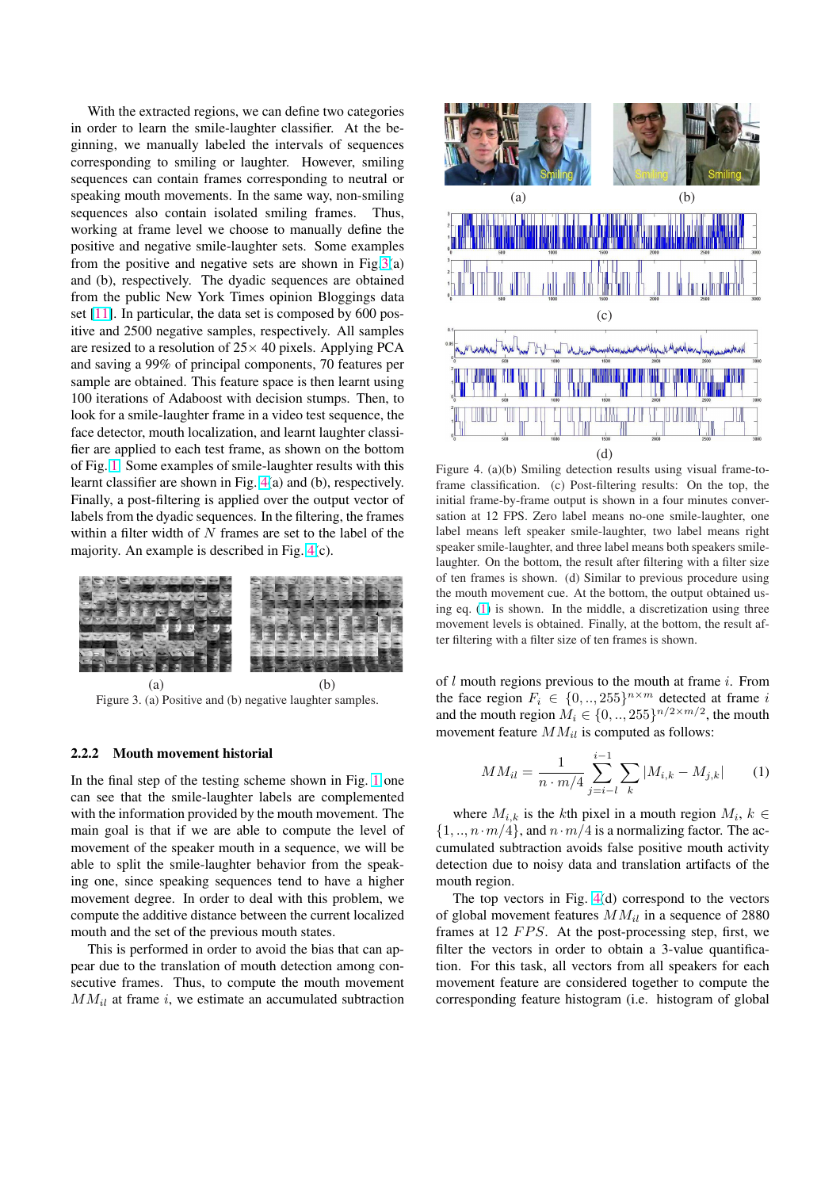With the extracted regions, we can define two categories in order to learn the smile-laughter classifier. At the beginning, we manually labeled the intervals of sequences corresponding to smiling or laughter. However, smiling sequences can contain frames corresponding to neutral or speaking mouth movements. In the same way, non-smiling sequences also contain isolated smiling frames. Thus, working at frame level we choose to manually define the positive and negative smile-laughter sets. Some examples from the positive and negative sets are shown in Fig 3(a) and (b), respectively. The dyadic sequences are obtained from the public New York Times opinion Bloggings data set [11]. In particular, the data set is composed by 600 positive and 2500 negative samples, respectively. All samples are resized to a resolution of 25× 40 pixels. Applying PCA and saving a 99% of principal components, 70 features per sample are obtained. This feature space is then learnt using 100 iterations of Adaboost with decision stumps. Then, to look for a smile-laughter frame in a video test sequence, the face detector, mouth localization, and learnt laughter classifier are applied to each test frame, as shown on the bottom of Fig. 1. Some examples of smile-laughter results with this learnt classifier are shown in Fig. 4(a) and (b), respectively. Finally, a post-filtering is applied over the output vector of labels from the dyadic sequences. In the filtering, the frames within a filter width of $N$ frames are set to the label of the majority. An example is described in Fig. 4(c).

Figure 3. (a) Positive and (b) negative laughter samples.

### 2.2.2 Mouth movement historial

In the final step of the testing scheme shown in Fig. 1 one can see that the smile-laughter labels are complemented with the information provided by the mouth movement. The main goal is that if we are able to compute the level of movement of the speaker mouth in a sequence, we will be able to split the smile-laughter behavior from the speaking one, since speaking sequences tend to have a higher movement degree. In order to deal with this problem, we compute the additive distance between the current localized mouth and the set of the previous mouth states.

This is performed in order to avoid the bias that can appear due to the translation of mouth detection among consecutive frames. Thus, to compute the mouth movement $MM_{il}$ at frame $i$, we estimate an accumulated subtraction

Figure 4. (a)(b) Smiling detection results using visual frame-to-frame classification. (c) Post-filtering results: On the top, the initial frame-by-frame output is shown in a four minutes conversation at 12 FPS. Zero label means no-one smile-laughter, one label means left speaker smile-laughter, two label means right speaker smile-laughter, and three label means both speakers smile-laughter. On the bottom, the result after filtering with a filter size of ten frames is shown. (d) Similar to previous procedure using the mouth movement cue. At the bottom, the output obtained using eq. (1) is shown. In the middle, a discretization using three movement levels is obtained. Finally, at the bottom, the result after filtering with a filter size of ten frames is shown.

of $l$ mouth regions previous to the mouth at frame $i$. From the face region $F_i \in \{0,..,255\}^{n\times m}$ detected at frame $i$ and the mouth region $M_i \in \{0,..,255\}^{n/2\times m/2}$, the mouth movement feature $MM_{il}$ is computed as follows:

$$MM_{il} = \frac{1}{n \cdot m/4} \sum_{j=i-l}^{i-1} \sum_{k} |M_{i,k} - M_{j,k}| \quad (1)$$

where $M_{i,k}$ is the $k$th pixel in a mouth region $M_i$, $k \in \{1,..,n \cdot m/4\}$, and $n \cdot m/4$ is a normalizing factor. The accumulated subtraction avoids false positive mouth activity detection due to noisy data and translation artifacts of the mouth region.

The top vectors in Fig. 4(d) correspond to the vectors of global movement features $MM_{il}$ in a sequence of 2880 frames at 12 $FPS$. At the post-processing step, first, we filter the vectors in order to obtain a 3-value quantification. For this task, all vectors from all speakers for each movement feature are considered together to compute the corresponding feature histogram (i.e. histogram of global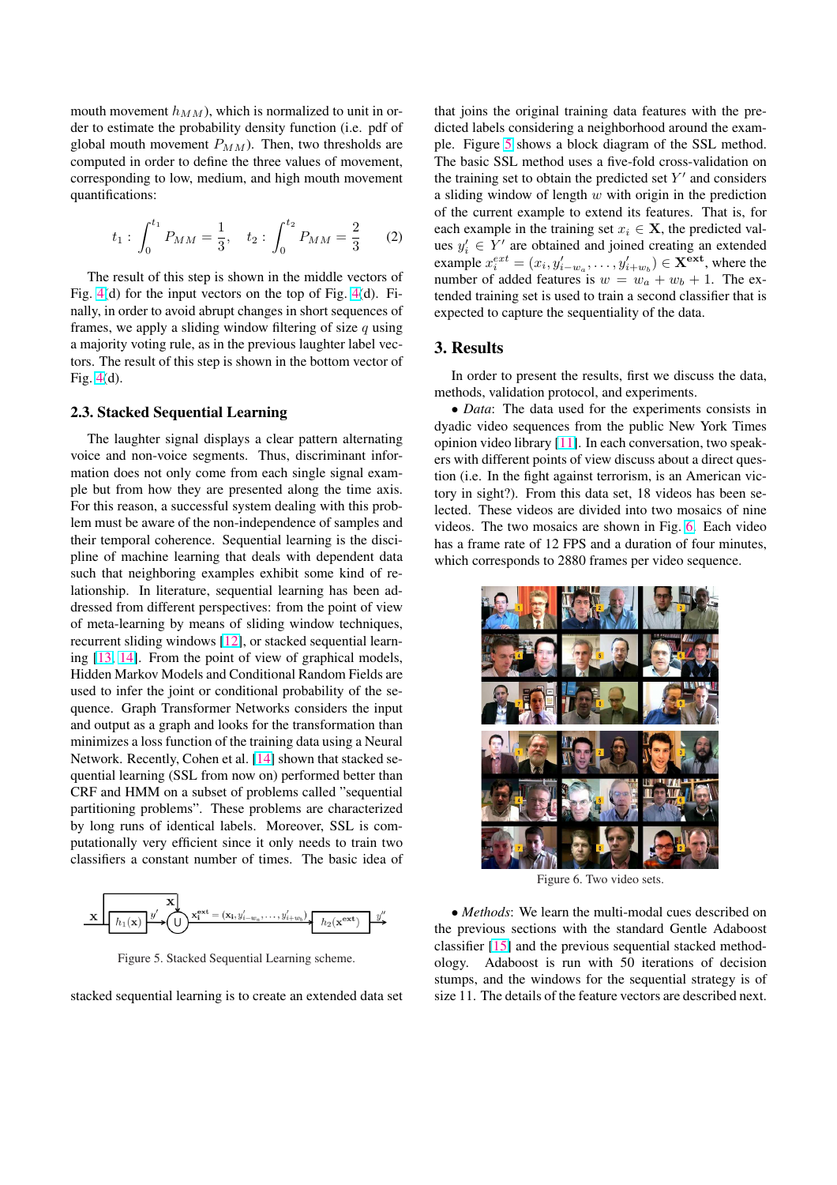mouth movement $h_{MM}$), which is normalized to unit in order to estimate the probability density function (i.e. pdf of global mouth movement $P_{MM}$). Then, two thresholds are computed in order to define the three values of movement, corresponding to low, medium, and high mouth movement quantifications:

$$t_1 : \int_0^{t_1} P_{MM} = \frac{1}{3}, \quad t_2 : \int_0^{t_2} P_{MM} = \frac{2}{3} \tag{2}$$

The result of this step is shown in the middle vectors of Fig. 4(d) for the input vectors on the top of Fig. 4(d). Finally, in order to avoid abrupt changes in short sequences of frames, we apply a sliding window filtering of size $q$ using a majority voting rule, as in the previous laughter label vectors. The result of this step is shown in the bottom vector of Fig. 4(d).

### 2.3. Stacked Sequential Learning

The laughter signal displays a clear pattern alternating voice and non-voice segments. Thus, discriminant information does not only come from each single signal example but from how they are presented along the time axis. For this reason, a successful system dealing with this problem must be aware of the non-independence of samples and their temporal coherence. Sequential learning is the discipline of machine learning that deals with dependent data such that neighboring examples exhibit some kind of relationship. In literature, sequential learning has been addressed from different perspectives: from the point of view of meta-learning by means of sliding window techniques, recurrent sliding windows [12], or stacked sequential learning [13, 14]. From the point of view of graphical models, Hidden Markov Models and Conditional Random Fields are used to infer the joint or conditional probability of the sequence. Graph Transformer Networks considers the input and output as a graph and looks for the transformation than minimizes a loss function of the training data using a Neural Network. Recently, Cohen et al. [14] shown that stacked sequential learning (SSL from now on) performed better than CRF and HMM on a subset of problems called "sequential partitioning problems". These problems are characterized by long runs of identical labels. Moreover, SSL is computationally very efficient since it only needs to train two classifiers a constant number of times. The basic idea of

X
$h_1(\mathbf{x})$
$y'$
X
U
$\mathbf{x}_i^{\mathbf{ext}} = (\mathbf{x_i}, y'_{i-w_a}, \ldots, y'_{i+w_b})$
$h_2(\mathbf{x}^{\mathbf{ext}})$
$y''$

Figure 5. Stacked Sequential Learning scheme.

stacked sequential learning is to create an extended data set that joins the original training data features with the predicted labels considering a neighborhood around the example. Figure 5 shows a block diagram of the SSL method. The basic SSL method uses a five-fold cross-validation on the training set to obtain the predicted set $Y'$ and considers a sliding window of length $w$ with origin in the prediction of the current example to extend its features. That is, for each example in the training set $x_i \in \mathbf{X}$, the predicted values $y'_i \in Y'$ are obtained and joined creating an extended example $x_i^{ext} = (x_i, y'_{i-w_a}, \ldots, y'_{i+w_b}) \in \mathbf{X}^{\mathbf{ext}}$, where the number of added features is $w = w_a + w_b + 1$. The extended training set is used to train a second classifier that is expected to capture the sequentiality of the data.

## 3. Results

In order to present the results, first we discuss the data, methods, validation protocol, and experiments.

• *Data*: The data used for the experiments consists in dyadic video sequences from the public New York Times opinion video library [11]. In each conversation, two speakers with different points of view discuss about a direct question (i.e. In the fight against terrorism, is an American victory in sight?). From this data set, 18 videos has been selected. These videos are divided into two mosaics of nine videos. The two mosaics are shown in Fig. 6. Each video has a frame rate of 12 FPS and a duration of four minutes, which corresponds to 2880 frames per video sequence.

Figure 6. Two video sets.

• *Methods*: We learn the multi-modal cues described on the previous sections with the standard Gentle Adaboost classifier [15] and the previous sequential stacked methodology. Adaboost is run with 50 iterations of decision stumps, and the windows for the sequential strategy is of size 11. The details of the feature vectors are described next.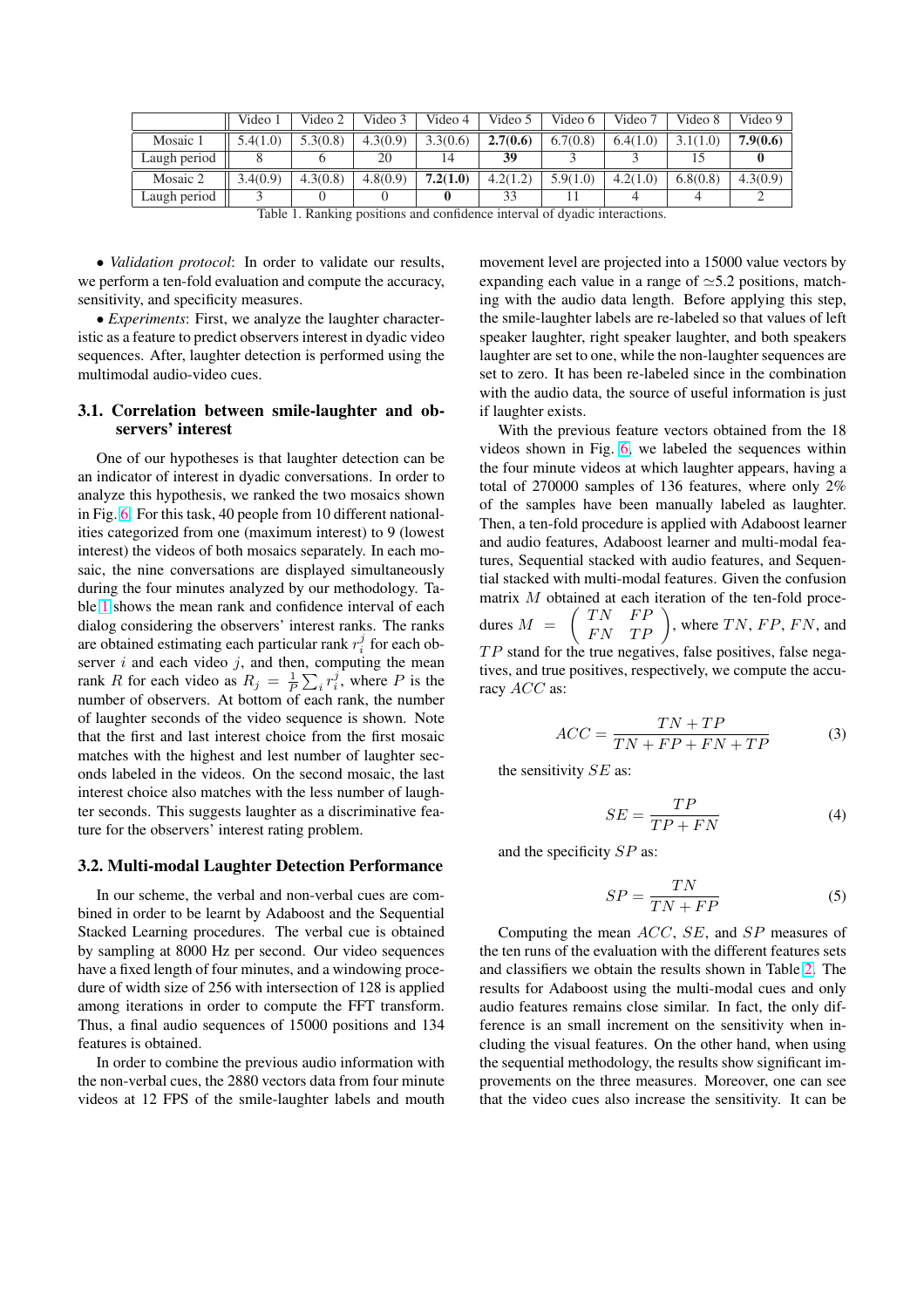|  | Video 1 | Video 2 | Video 3 | Video 4 | Video 5 | Video 6 | Video 7 | Video 8 | Video 9 |
|---|---|---|---|---|---|---|---|---|---|
| Mosaic 1 | 5.4(1.0) | 5.3(0.8) | 4.3(0.9) | 3.3(0.6) | **2.7(0.6)** | 6.7(0.8) | 6.4(1.0) | 3.1(1.0) | **7.9(0.6)** |
| Laugh period | 8 | 6 | 20 | 14 | **39** | 3 | 3 | 15 | **0** |
| Mosaic 2 | 3.4(0.9) | 4.3(0.8) | 4.8(0.9) | **7.2(1.0)** | 4.2(1.2) | 5.9(1.0) | 4.2(1.0) | 6.8(0.8) | 4.3(0.9) |
| Laugh period | 3 | 0 | 0 | **0** | 33 | 11 | 4 | 4 | 2 |

Table 1. Ranking positions and confidence interval of dyadic interactions.

• *Validation protocol*: In order to validate our results, we perform a ten-fold evaluation and compute the accuracy, sensitivity, and specificity measures.

• *Experiments*: First, we analyze the laughter characteristic as a feature to predict observers interest in dyadic video sequences. After, laughter detection is performed using the multimodal audio-video cues.

### 3.1. Correlation between smile-laughter and observers' interest

One of our hypotheses is that laughter detection can be an indicator of interest in dyadic conversations. In order to analyze this hypothesis, we ranked the two mosaics shown in Fig. 6. For this task, 40 people from 10 different nationalities categorized from one (maximum interest) to 9 (lowest interest) the videos of both mosaics separately. In each mosaic, the nine conversations are displayed simultaneously during the four minutes analyzed by our methodology. Table 1 shows the mean rank and confidence interval of each dialog considering the observers' interest ranks. The ranks are obtained estimating each particular rank $r_i^j$ for each observer $i$ and each video $j$, and then, computing the mean rank $R$ for each video as $R_j = \frac{1}{P}\sum_i r_i^j$, where $P$ is the number of observers. At bottom of each rank, the number of laughter seconds of the video sequence is shown. Note that the first and last interest choice from the first mosaic matches with the highest and lest number of laughter seconds labeled in the videos. On the second mosaic, the last interest choice also matches with the less number of laughter seconds. This suggests laughter as a discriminative feature for the observers' interest rating problem.

### 3.2. Multi-modal Laughter Detection Performance

In our scheme, the verbal and non-verbal cues are combined in order to be learnt by Adaboost and the Sequential Stacked Learning procedures. The verbal cue is obtained by sampling at 8000 Hz per second. Our video sequences have a fixed length of four minutes, and a windowing procedure of width size of 256 with intersection of 128 is applied among iterations in order to compute the FFT transform. Thus, a final audio sequences of 15000 positions and 134 features is obtained.

In order to combine the previous audio information with the non-verbal cues, the 2880 vectors data from four minute videos at 12 FPS of the smile-laughter labels and mouth movement level are projected into a 15000 value vectors by expanding each value in a range of $\simeq$5.2 positions, matching with the audio data length. Before applying this step, the smile-laughter labels are re-labeled so that values of left speaker laughter, right speaker laughter, and both speakers laughter are set to one, while the non-laughter sequences are set to zero. It has been re-labeled since in the combination with the audio data, the source of useful information is just if laughter exists.

With the previous feature vectors obtained from the 18 videos shown in Fig. 6, we labeled the sequences within the four minute videos at which laughter appears, having a total of 270000 samples of 136 features, where only 2% of the samples have been manually labeled as laughter. Then, a ten-fold procedure is applied with Adaboost learner and audio features, Adaboost learner and multi-modal features, Sequential stacked with audio features, and Sequential stacked with multi-modal features. Given the confusion matrix $M$ obtained at each iteration of the ten-fold procedures $M = \begin{pmatrix} TN & FP \\ FN & TP \end{pmatrix}$, where $TN$, $FP$, $FN$, and $TP$ stand for the true negatives, false positives, false negatives, and true positives, respectively, we compute the accuracy $ACC$ as:

$$ACC = \frac{TN + TP}{TN + FP + FN + TP} \tag{3}$$

the sensitivity $SE$ as:

$$SE = \frac{TP}{TP + FN} \tag{4}$$

and the specificity $SP$ as:

$$SP = \frac{TN}{TN + FP} \tag{5}$$

Computing the mean $ACC$, $SE$, and $SP$ measures of the ten runs of the evaluation with the different features sets and classifiers we obtain the results shown in Table 2. The results for Adaboost using the multi-modal cues and only audio features remains close similar. In fact, the only difference is an small increment on the sensitivity when including the visual features. On the other hand, when using the sequential methodology, the results show significant improvements on the three measures. Moreover, one can see that the video cues also increase the sensitivity. It can be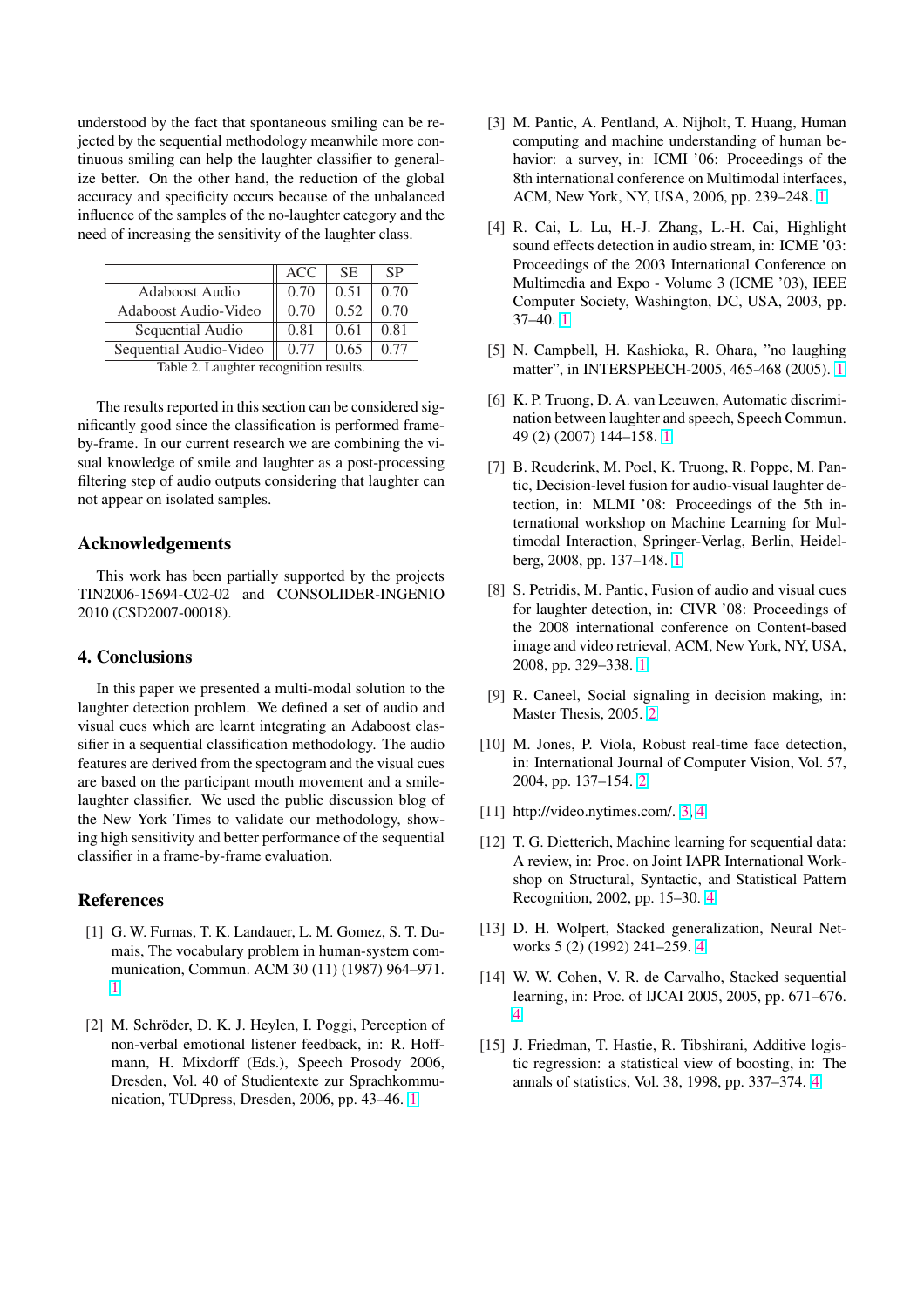understood by the fact that spontaneous smiling can be rejected by the sequential methodology meanwhile more continuous smiling can help the laughter classifier to generalize better. On the other hand, the reduction of the global accuracy and specificity occurs because of the unbalanced influence of the samples of the no-laughter category and the need of increasing the sensitivity of the laughter class.

| | ACC | SE | SP |
|---|---|---|---|
| Adaboost Audio | 0.70 | 0.51 | 0.70 |
| Adaboost Audio-Video | 0.70 | 0.52 | 0.70 |
| Sequential Audio | 0.81 | 0.61 | 0.81 |
| Sequential Audio-Video | 0.77 | 0.65 | 0.77 |

Table 2. Laughter recognition results.

The results reported in this section can be considered significantly good since the classification is performed frame-by-frame. In our current research we are combining the visual knowledge of smile and laughter as a post-processing filtering step of audio outputs considering that laughter can not appear on isolated samples.

## Acknowledgements

This work has been partially supported by the projects TIN2006-15694-C02-02 and CONSOLIDER-INGENIO 2010 (CSD2007-00018).

## 4. Conclusions

In this paper we presented a multi-modal solution to the laughter detection problem. We defined a set of audio and visual cues which are learnt integrating an Adaboost classifier in a sequential classification methodology. The audio features are derived from the spectogram and the visual cues are based on the participant mouth movement and a smile-laughter classifier. We used the public discussion blog of the New York Times to validate our methodology, showing high sensitivity and better performance of the sequential classifier in a frame-by-frame evaluation.

## References

[1] G. W. Furnas, T. K. Landauer, L. M. Gomez, S. T. Dumais, The vocabulary problem in human-system communication, Commun. ACM 30 (11) (1987) 964–971. 1

[2] M. Schröder, D. K. J. Heylen, I. Poggi, Perception of non-verbal emotional listener feedback, in: R. Hoffmann, H. Mixdorff (Eds.), Speech Prosody 2006, Dresden, Vol. 40 of Studientexte zur Sprachkommunication, TUDpress, Dresden, 2006, pp. 43–46. 1

[3] M. Pantic, A. Pentland, A. Nijholt, T. Huang, Human computing and machine understanding of human behavior: a survey, in: ICMI '06: Proceedings of the 8th international conference on Multimodal interfaces, ACM, New York, NY, USA, 2006, pp. 239–248. 1

[4] R. Cai, L. Lu, H.-J. Zhang, L.-H. Cai, Highlight sound effects detection in audio stream, in: ICME '03: Proceedings of the 2003 International Conference on Multimedia and Expo - Volume 3 (ICME '03), IEEE Computer Society, Washington, DC, USA, 2003, pp. 37–40. 1

[5] N. Campbell, H. Kashioka, R. Ohara, "no laughing matter", in INTERSPEECH-2005, 465-468 (2005). 1

[6] K. P. Truong, D. A. van Leeuwen, Automatic discrimination between laughter and speech, Speech Commun. 49 (2) (2007) 144–158. 1

[7] B. Reuderink, M. Poel, K. Truong, R. Poppe, M. Pantic, Decision-level fusion for audio-visual laughter detection, in: MLMI '08: Proceedings of the 5th international workshop on Machine Learning for Multimodal Interaction, Springer-Verlag, Berlin, Heidelberg, 2008, pp. 137–148. 1

[8] S. Petridis, M. Pantic, Fusion of audio and visual cues for laughter detection, in: CIVR '08: Proceedings of the 2008 international conference on Content-based image and video retrieval, ACM, New York, NY, USA, 2008, pp. 329–338. 1

[9] R. Caneel, Social signaling in decision making, in: Master Thesis, 2005. 2

[10] M. Jones, P. Viola, Robust real-time face detection, in: International Journal of Computer Vision, Vol. 57, 2004, pp. 137–154. 2

[11] http://video.nytimes.com/. 3, 4

[12] T. G. Dietterich, Machine learning for sequential data: A review, in: Proc. on Joint IAPR International Workshop on Structural, Syntactic, and Statistical Pattern Recognition, 2002, pp. 15–30. 4

[13] D. H. Wolpert, Stacked generalization, Neural Networks 5 (2) (1992) 241–259. 4

[14] W. W. Cohen, V. R. de Carvalho, Stacked sequential learning, in: Proc. of IJCAI 2005, 2005, pp. 671–676. 4

[15] J. Friedman, T. Hastie, R. Tibshirani, Additive logistic regression: a statistical view of boosting, in: The annals of statistics, Vol. 38, 1998, pp. 337–374. 4